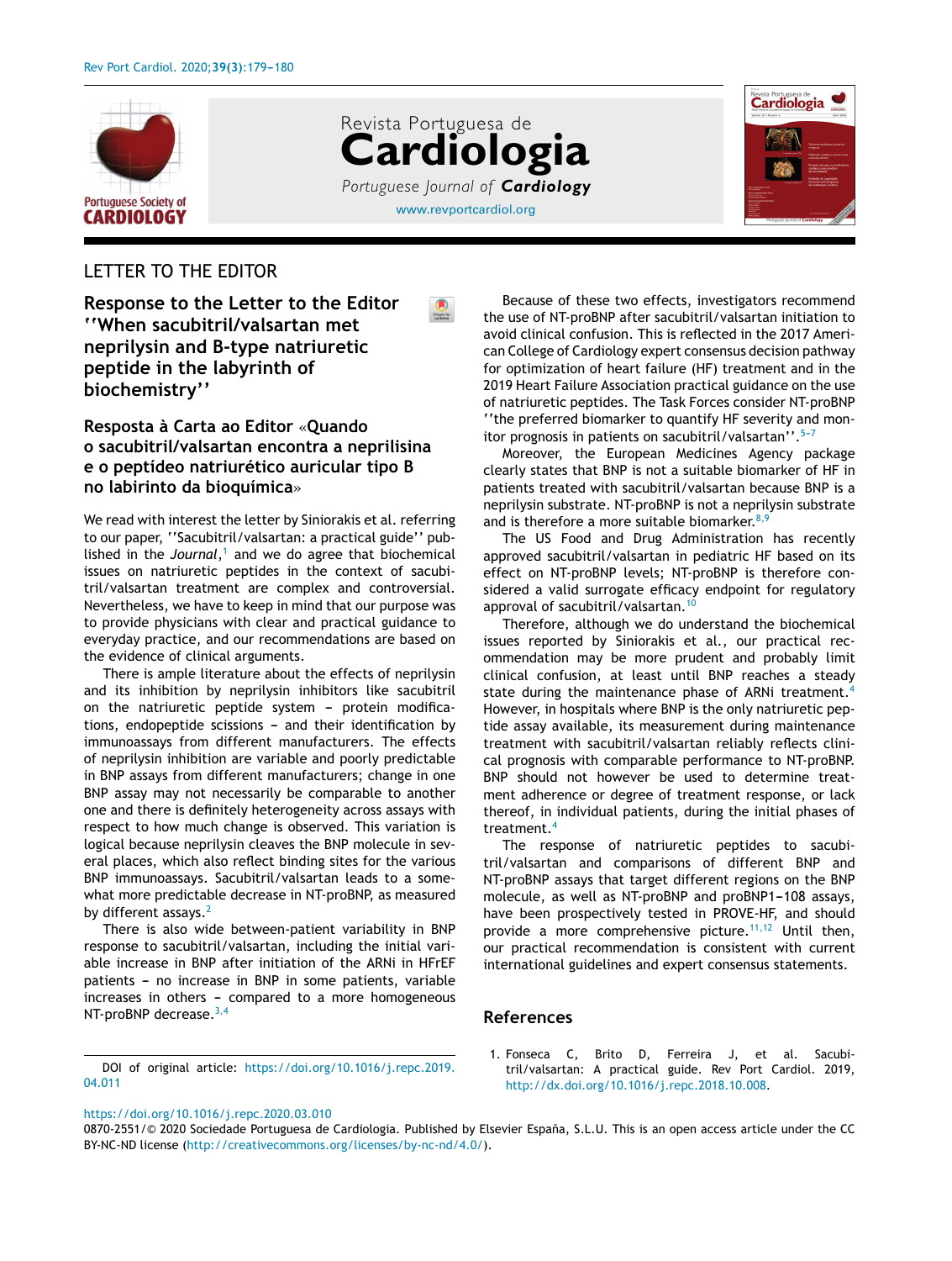LETTER TO THE EDITOR

# Response to the Letter to the Editor ''When sacubitril/valsartan met neprilysin and B-type natriuretic peptide in the labyrinth of biochemistry''

# Resposta à Carta ao Editor «Quando o sacubitril/valsartan encontra a neprilisina e o peptídeo natriurético auricular tipo B no labirinto da bioquímica»

We read with interest the letter by Siniorakis et al. referring to our paper, ''Sacubitril/valsartan: a practical guide'' published in the *Journal*,[1] and we do agree that biochemical issues on natriuretic peptides in the context of sacubitril/valsartan treatment are complex and controversial. Nevertheless, we have to keep in mind that our purpose was to provide physicians with clear and practical guidance to everyday practice, and our recommendations are based on the evidence of clinical arguments.

There is ample literature about the effects of neprilysin and its inhibition by neprilysin inhibitors like sacubitril on the natriuretic peptide system – protein modifications, endopeptide scissions – and their identification by immunoassays from different manufacturers. The effects of neprilysin inhibition are variable and poorly predictable in BNP assays from different manufacturers; change in one BNP assay may not necessarily be comparable to another one and there is definitely heterogeneity across assays with respect to how much change is observed. This variation is logical because neprilysin cleaves the BNP molecule in several places, which also reflect binding sites for the various BNP immunoassays. Sacubitril/valsartan leads to a somewhat more predictable decrease in NT-proBNP, as measured by different assays.[2]

There is also wide between-patient variability in BNP response to sacubitril/valsartan, including the initial variable increase in BNP after initiation of the ARNi in HFrEF patients – no increase in BNP in some patients, variable increases in others – compared to a more homogeneous NT-proBNP decrease.[3,4]

Because of these two effects, investigators recommend the use of NT-proBNP after sacubitril/valsartan initiation to avoid clinical confusion. This is reflected in the 2017 American College of Cardiology expert consensus decision pathway for optimization of heart failure (HF) treatment and in the 2019 Heart Failure Association practical guidance on the use of natriuretic peptides. The Task Forces consider NT-proBNP ''the preferred biomarker to quantify HF severity and monitor prognosis in patients on sacubitril/valsartan''.[5–7]

Moreover, the European Medicines Agency package clearly states that BNP is not a suitable biomarker of HF in patients treated with sacubitril/valsartan because BNP is a neprilysin substrate. NT-proBNP is not a neprilysin substrate and is therefore a more suitable biomarker.[8,9]

The US Food and Drug Administration has recently approved sacubitril/valsartan in pediatric HF based on its effect on NT-proBNP levels; NT-proBNP is therefore considered a valid surrogate efficacy endpoint for regulatory approval of sacubitril/valsartan.[10]

Therefore, although we do understand the biochemical issues reported by Siniorakis et al., our practical recommendation may be more prudent and probably limit clinical confusion, at least until BNP reaches a steady state during the maintenance phase of ARNi treatment.[4] However, in hospitals where BNP is the only natriuretic peptide assay available, its measurement during maintenance treatment with sacubitril/valsartan reliably reflects clinical prognosis with comparable performance to NT-proBNP. BNP should not however be used to determine treatment adherence or degree of treatment response, or lack thereof, in individual patients, during the initial phases of treatment.[4]

The response of natriuretic peptides to sacubitril/valsartan and comparisons of different BNP and NT-proBNP assays that target different regions on the BNP molecule, as well as NT-proBNP and proBNP1–108 assays, have been prospectively tested in PROVE-HF, and should provide a more comprehensive picture.[11,12] Until then, our practical recommendation is consistent with current international guidelines and expert consensus statements.

## References

1. Fonseca C, Brito D, Ferreira J, et al. Sacubitril/valsartan: A practical guide. Rev Port Cardiol. 2019, http://dx.doi.org/10.1016/j.repc.2018.10.008.

DOI of original article: https://doi.org/10.1016/j.repc.2019.04.011

https://doi.org/10.1016/j.repc.2020.03.010

0870-2551/© 2020 Sociedade Portuguesa de Cardiologia. Published by Elsevier España, S.L.U. This is an open access article under the CC BY-NC-ND license (http://creativecommons.org/licenses/by-nc-nd/4.0/).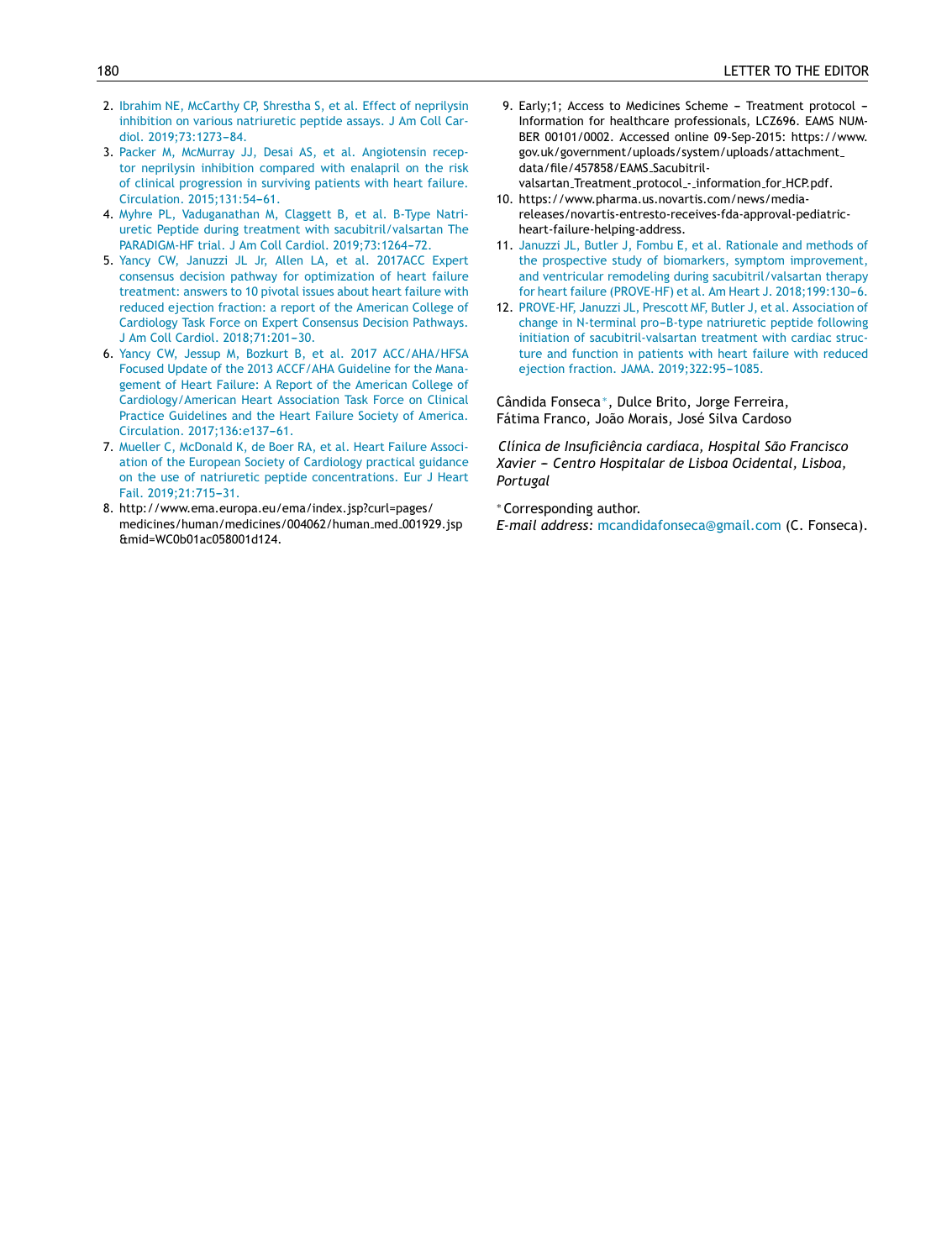2. Ibrahim NE, McCarthy CP, Shrestha S, et al. Effect of neprilysin inhibition on various natriuretic peptide assays. J Am Coll Cardiol. 2019;73:1273–84.
3. Packer M, McMurray JJ, Desai AS, et al. Angiotensin receptor neprilysin inhibition compared with enalapril on the risk of clinical progression in surviving patients with heart failure. Circulation. 2015;131:54–61.
4. Myhre PL, Vaduganathan M, Claggett B, et al. B-Type Natriuretic Peptide during treatment with sacubitril/valsartan The PARADIGM-HF trial. J Am Coll Cardiol. 2019;73:1264–72.
5. Yancy CW, Januzzi JL Jr, Allen LA, et al. 2017ACC Expert consensus decision pathway for optimization of heart failure treatment: answers to 10 pivotal issues about heart failure with reduced ejection fraction: a report of the American College of Cardiology Task Force on Expert Consensus Decision Pathways. J Am Coll Cardiol. 2018;71:201–30.
6. Yancy CW, Jessup M, Bozkurt B, et al. 2017 ACC/AHA/HFSA Focused Update of the 2013 ACCF/AHA Guideline for the Management of Heart Failure: A Report of the American College of Cardiology/American Heart Association Task Force on Clinical Practice Guidelines and the Heart Failure Society of America. Circulation. 2017;136:e137–61.
7. Mueller C, McDonald K, de Boer RA, et al. Heart Failure Association of the European Society of Cardiology practical guidance on the use of natriuretic peptide concentrations. Eur J Heart Fail. 2019;21:715–31.
8. http://www.ema.europa.eu/ema/index.jsp?curl=pages/medicines/human/medicines/004062/human_med_001929.jsp&mid=WC0b01ac058001d124.
9. Early;1; Access to Medicines Scheme – Treatment protocol – Information for healthcare professionals, LCZ696. EAMS NUMBER 00101/0002. Accessed online 09-Sep-2015: https://www.gov.uk/government/uploads/system/uploads/attachment_data/file/457858/EAMS_Sacubitril-valsartan_Treatment_protocol_-_information_for_HCP.pdf.
10. https://www.pharma.us.novartis.com/news/media-releases/novartis-entresto-receives-fda-approval-pediatric-heart-failure-helping-address.
11. Januzzi JL, Butler J, Fombu E, et al. Rationale and methods of the prospective study of biomarkers, symptom improvement, and ventricular remodeling during sacubitril/valsartan therapy for heart failure (PROVE-HF) et al. Am Heart J. 2018;199:130–6.
12. PROVE-HF, Januzzi JL, Prescott MF, Butler J, et al. Association of change in N-terminal pro–B-type natriuretic peptide following initiation of sacubitril-valsartan treatment with cardiac structure and function in patients with heart failure with reduced ejection fraction. JAMA. 2019;322:95–1085.

Cândida Fonseca*, Dulce Brito, Jorge Ferreira, Fátima Franco, João Morais, José Silva Cardoso

*Clínica de Insuficiência cardíaca, Hospital São Francisco Xavier – Centro Hospitalar de Lisboa Ocidental, Lisboa, Portugal*

* Corresponding author.
*E-mail address:* mcandidafonseca@gmail.com (C. Fonseca).